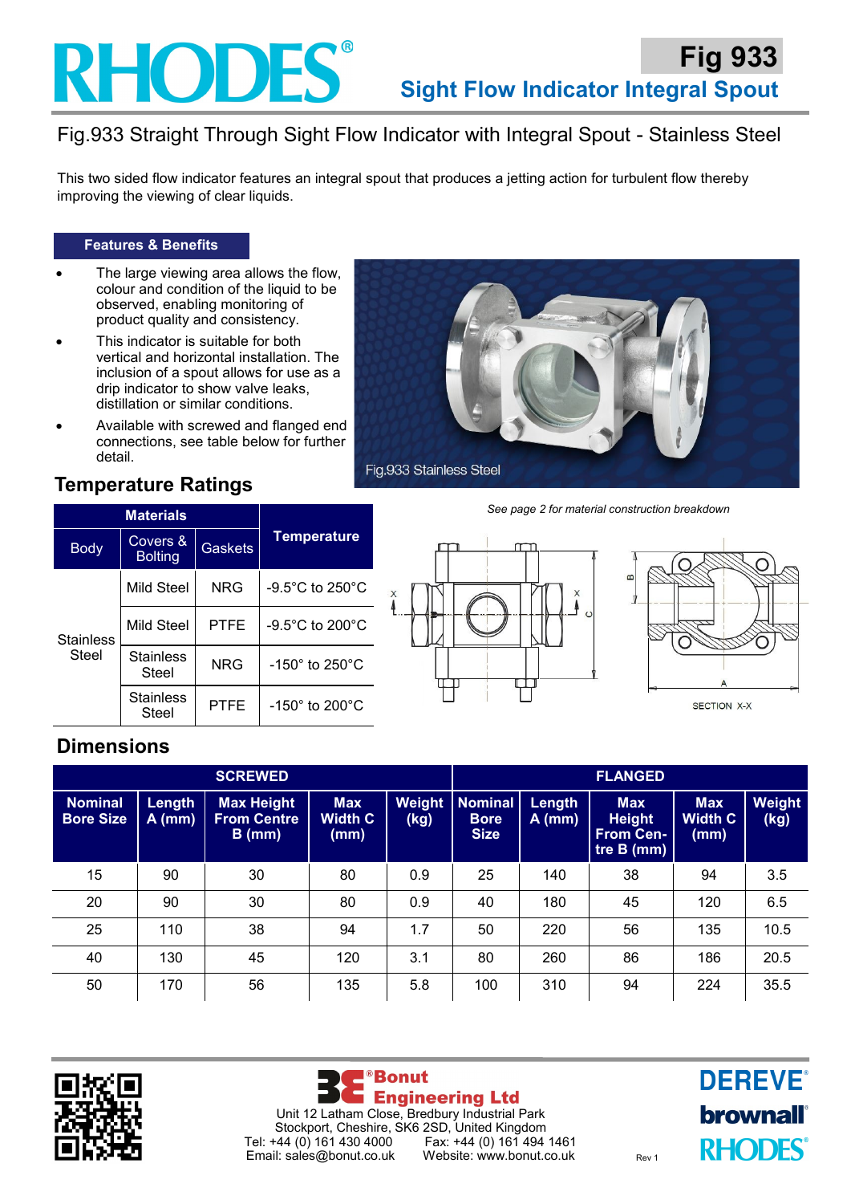# Fig 933

## Sight Flow Indicator Integral Spout

## Fig.933 Straight Through Sight Flow Indicator with Integral Spout - Stainless Steel

This two sided flow indicator features an integral spout that produces a jetting action for turbulent flow thereby improving the viewing of clear liquids.

### Features & Benefits

- The large viewing area allows the flow, colour and condition of the liquid to be observed, enabling monitoring of product quality and consistency.
- This indicator is suitable for both vertical and horizontal installation. The inclusion of a spout allows for use as a drip indicator to show valve leaks, distillation or similar conditions.
- Available with screwed and flanged end connections, see table below for further detail.

Fig.933 Stainless Steel

## Temperature Ratings

| Materials | | | Temperature |
|---|---|---|---|
| Body | Covers & Bolting | Gaskets | |
| Stainless Steel | Mild Steel | NRG | -9.5°C to 250°C |
| | Mild Steel | PTFE | -9.5°C to 200°C |
| | Stainless Steel | NRG | -150° to 250°C |
| | Stainless Steel | PTFE | -150° to 200°C |

*See page 2 for material construction breakdown*

SECTION X-X

## Dimensions

| SCREWED | | | | | FLANGED | | | | |
|---|---|---|---|---|---|---|---|---|---|
| Nominal Bore Size | Length A (mm) | Max Height From Centre B (mm) | Max Width C (mm) | Weight (kg) | Nominal Bore Size | Length A (mm) | Max Height From Centre B (mm) | Max Width C (mm) | Weight (kg) |
| 15 | 90 | 30 | 80 | 0.9 | 25 | 140 | 38 | 94 | 3.5 |
| 20 | 90 | 30 | 80 | 0.9 | 40 | 180 | 45 | 120 | 6.5 |
| 25 | 110 | 38 | 94 | 1.7 | 50 | 220 | 56 | 135 | 10.5 |
| 40 | 130 | 45 | 120 | 3.1 | 80 | 260 | 86 | 186 | 20.5 |
| 50 | 170 | 56 | 135 | 5.8 | 100 | 310 | 94 | 224 | 35.5 |

Bonut Engineering Ltd
Unit 12 Latham Close, Bredbury Industrial Park
Stockport, Cheshire, SK6 2SD, United Kingdom
Tel: +44 (0) 161 430 4000 Fax: +44 (0) 161 494 1461
Email: sales@bonut.co.uk Website: www.bonut.co.uk

Rev 1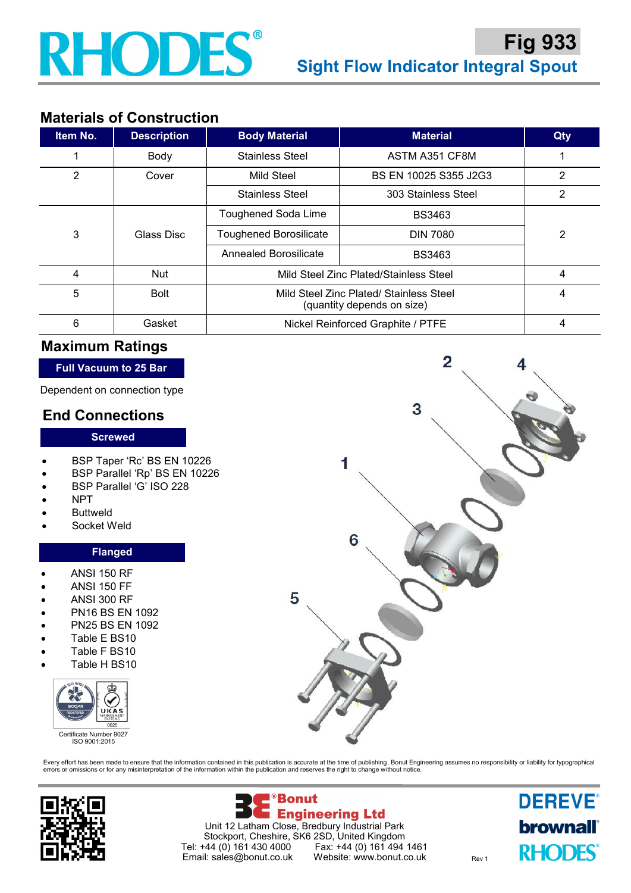# RHODES®

## Fig 933

## Sight Flow Indicator Integral Spout

## Materials of Construction

| Item No. | Description | Body Material | Material | Qty |
|---|---|---|---|---|
| 1 | Body | Stainless Steel | ASTM A351 CF8M | 1 |
| 2 | Cover | Mild Steel | BS EN 10025 S355 J2G3 | 2 |
| | | Stainless Steel | 303 Stainless Steel | 2 |
| 3 | Glass Disc | Toughened Soda Lime | BS3463 | 2 |
| | | Toughened Borosilicate | DIN 7080 | |
| | | Annealed Borosilicate | BS3463 | |
| 4 | Nut | Mild Steel Zinc Plated/Stainless Steel | | 4 |
| 5 | Bolt | Mild Steel Zinc Plated/ Stainless Steel (quantity depends on size) | | 4 |
| 6 | Gasket | Nickel Reinforced Graphite / PTFE | | 4 |

## Maximum Ratings

**Full Vacuum to 25 Bar**

Dependent on connection type

## End Connections

**Screwed**

- BSP Taper 'Rc' BS EN 10226
- BSP Parallel 'Rp' BS EN 10226
- BSP Parallel 'G' ISO 228
- NPT
- Buttweld
- Socket Weld

**Flanged**

- ANSI 150 RF
- ANSI 150 FF
- ANSI 300 RF
- PN16 BS EN 1092
- PN25 BS EN 1092
- Table E BS10
- Table F BS10
- Table H BS10

Certificate Number 9027
ISO 9001:2015

2 4 3 1 6 5

Every effort has been made to ensure that the information contained in this publication is accurate at the time of publishing. Bonut Engineering assumes no responsibility or liability for typographical errors or omissions or for any misinterpretation of the information within the publication and reserves the right to change without notice.

**Bonut Engineering Ltd**
Unit 12 Latham Close, Bredbury Industrial Park
Stockport, Cheshire, SK6 2SD, United Kingdom
Tel: +44 (0) 161 430 4000 Fax: +44 (0) 161 494 1461
Email: sales@bonut.co.uk Website: www.bonut.co.uk

Rev 1

DEREVE® brownall® RHODES®